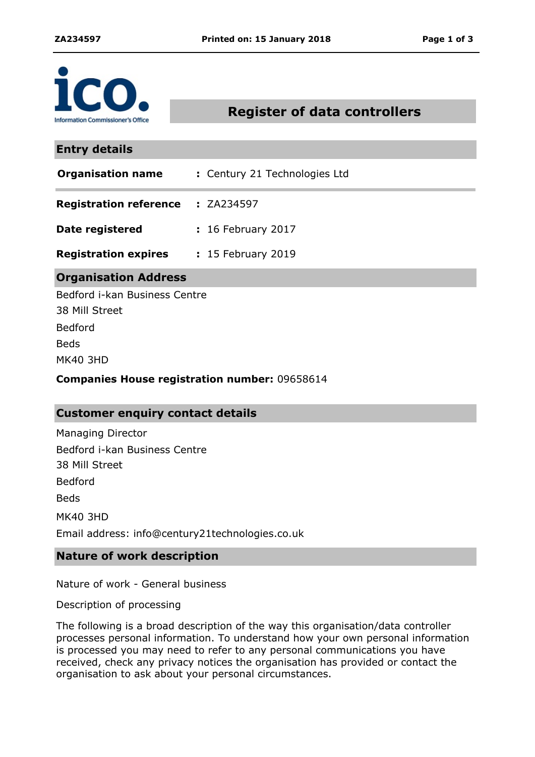# Register of data controllers

## Entry details

**Organisation name** : Century 21 Technologies Ltd

**Registration reference** : ZA234597

**Date registered** : 16 February 2017

**Registration expires** : 15 February 2019

## Organisation Address

Bedford i-kan Business Centre
38 Mill Street
Bedford
Beds
MK40 3HD

**Companies House registration number:** 09658614

## Customer enquiry contact details

Managing Director
Bedford i-kan Business Centre
38 Mill Street
Bedford
Beds
MK40 3HD
Email address: info@century21technologies.co.uk

## Nature of work description

Nature of work - General business

Description of processing

The following is a broad description of the way this organisation/data controller processes personal information. To understand how your own personal information is processed you may need to refer to any personal communications you have received, check any privacy notices the organisation has provided or contact the organisation to ask about your personal circumstances.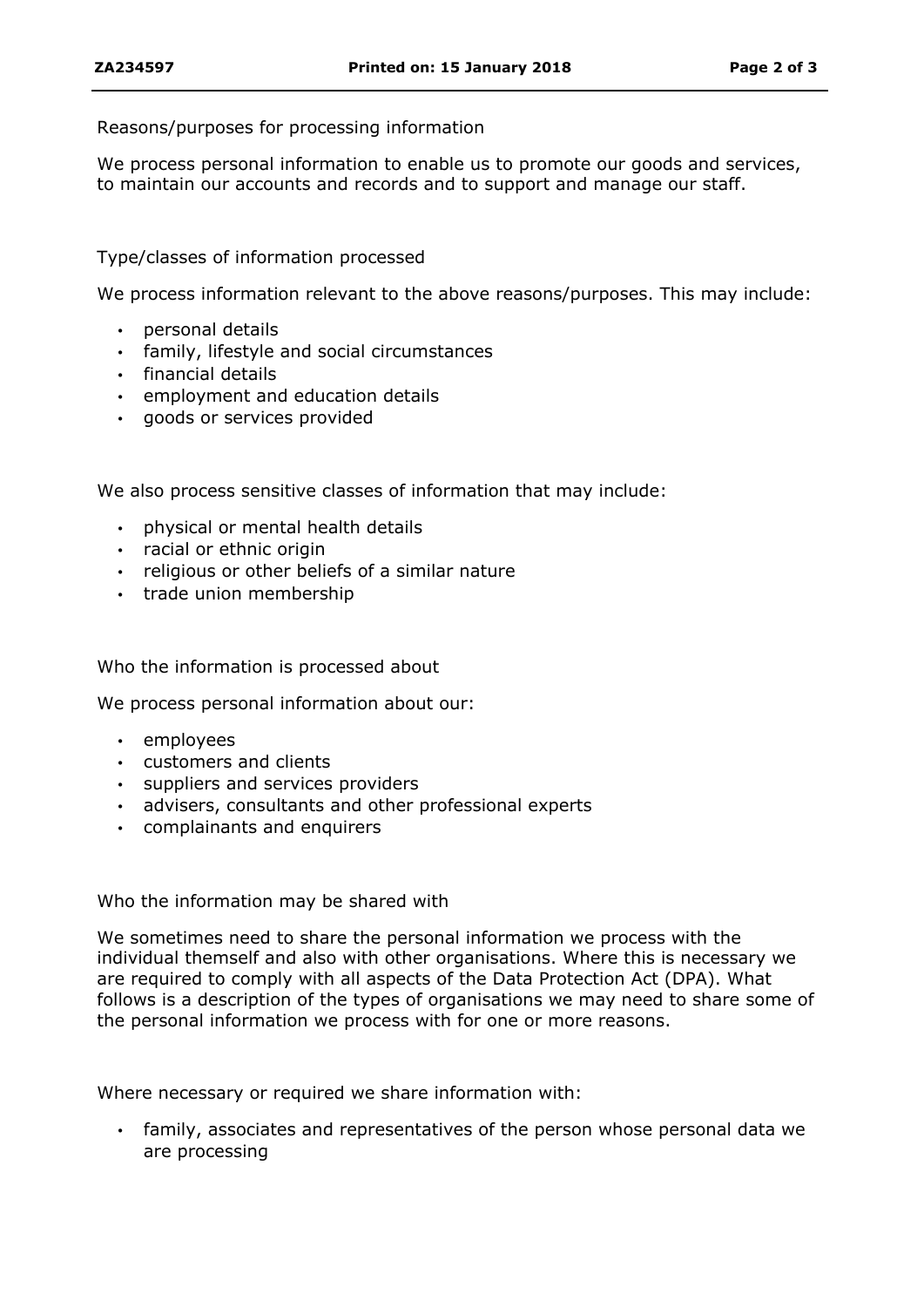## Reasons/purposes for processing information

We process personal information to enable us to promote our goods and services, to maintain our accounts and records and to support and manage our staff.

## Type/classes of information processed

We process information relevant to the above reasons/purposes. This may include:

- personal details
- family, lifestyle and social circumstances
- financial details
- employment and education details
- goods or services provided

We also process sensitive classes of information that may include:

- physical or mental health details
- racial or ethnic origin
- religious or other beliefs of a similar nature
- trade union membership

## Who the information is processed about

We process personal information about our:

- employees
- customers and clients
- suppliers and services providers
- advisers, consultants and other professional experts
- complainants and enquirers

## Who the information may be shared with

We sometimes need to share the personal information we process with the individual themself and also with other organisations. Where this is necessary we are required to comply with all aspects of the Data Protection Act (DPA). What follows is a description of the types of organisations we may need to share some of the personal information we process with for one or more reasons.

Where necessary or required we share information with:

- family, associates and representatives of the person whose personal data we are processing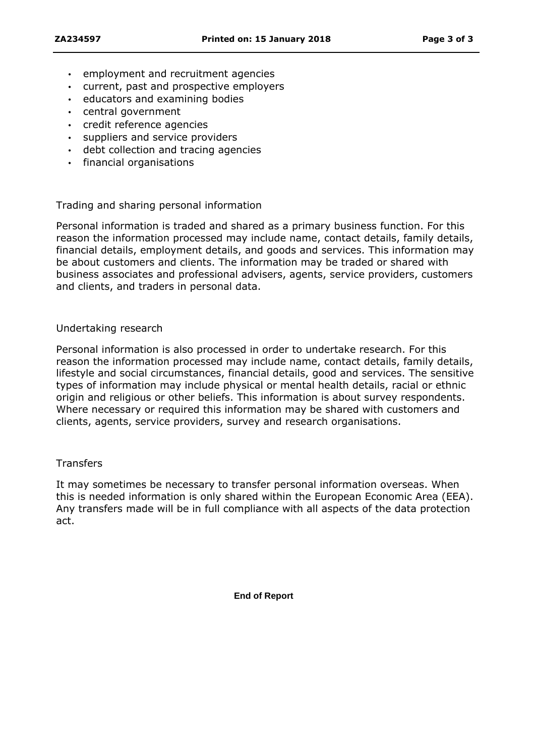- employment and recruitment agencies
- current, past and prospective employers
- educators and examining bodies
- central government
- credit reference agencies
- suppliers and service providers
- debt collection and tracing agencies
- financial organisations

### Trading and sharing personal information

Personal information is traded and shared as a primary business function. For this reason the information processed may include name, contact details, family details, financial details, employment details, and goods and services. This information may be about customers and clients. The information may be traded or shared with business associates and professional advisers, agents, service providers, customers and clients, and traders in personal data.

### Undertaking research

Personal information is also processed in order to undertake research. For this reason the information processed may include name, contact details, family details, lifestyle and social circumstances, financial details, good and services. The sensitive types of information may include physical or mental health details, racial or ethnic origin and religious or other beliefs. This information is about survey respondents. Where necessary or required this information may be shared with customers and clients, agents, service providers, survey and research organisations.

### Transfers

It may sometimes be necessary to transfer personal information overseas. When this is needed information is only shared within the European Economic Area (EEA). Any transfers made will be in full compliance with all aspects of the data protection act.

**End of Report**